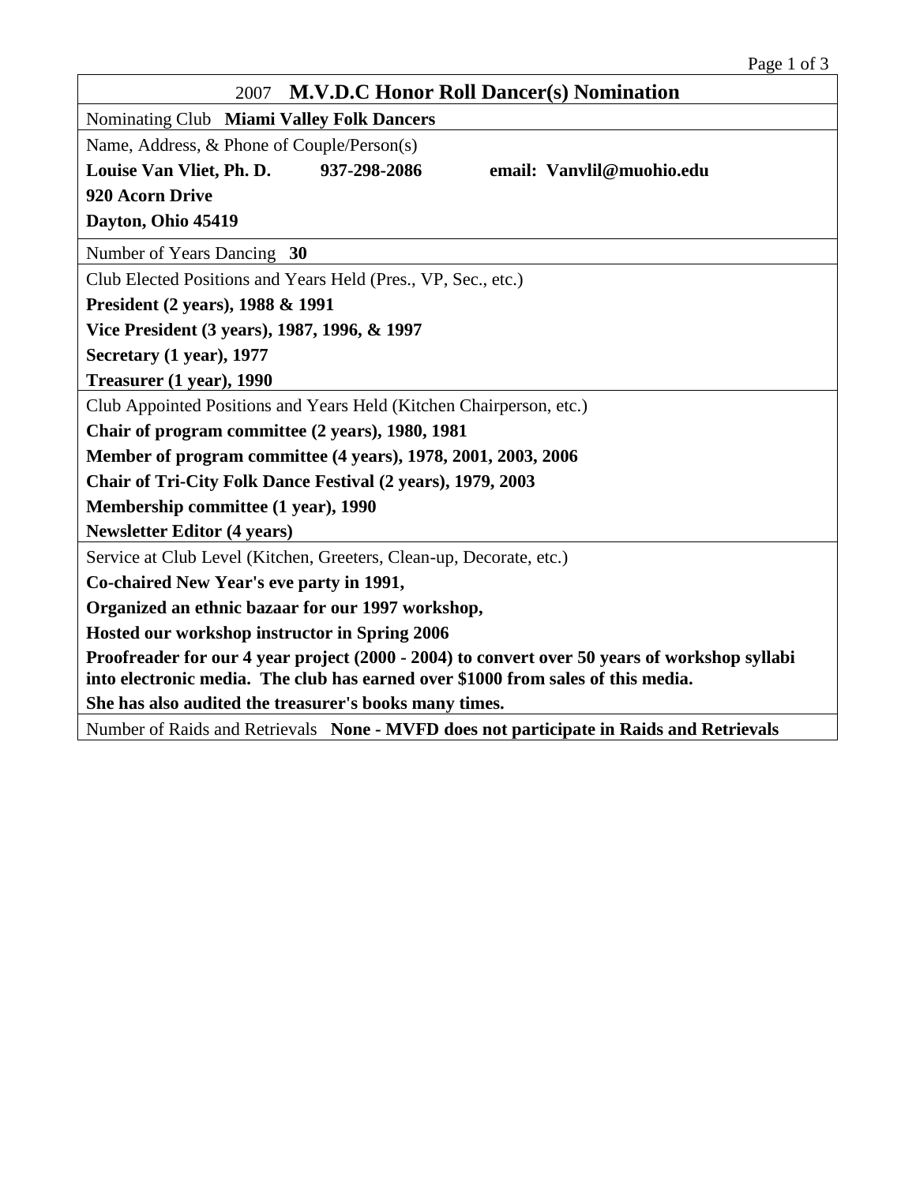# 2007 **M.V.D.C Honor Roll Dancer(s) Nomination**

Nominating Club **Miami Valley Folk Dancers**

Name, Address, & Phone of Couple/Person(s)

**Louise Van Vliet, Ph. D.** **937-298-2086** **email: Vanvlil@muohio.edu**

**920 Acorn Drive**

**Dayton, Ohio 45419**

Number of Years Dancing **30**

Club Elected Positions and Years Held (Pres., VP, Sec., etc.)

**President (2 years), 1988 & 1991**

**Vice President (3 years), 1987, 1996, & 1997**

**Secretary (1 year), 1977**

**Treasurer (1 year), 1990**

Club Appointed Positions and Years Held (Kitchen Chairperson, etc.)

**Chair of program committee (2 years), 1980, 1981**

**Member of program committee (4 years), 1978, 2001, 2003, 2006**

**Chair of Tri-City Folk Dance Festival (2 years), 1979, 2003**

**Membership committee (1 year), 1990**

**Newsletter Editor (4 years)**

Service at Club Level (Kitchen, Greeters, Clean-up, Decorate, etc.)

**Co-chaired New Year's eve party in 1991,**

**Organized an ethnic bazaar for our 1997 workshop,**

**Hosted our workshop instructor in Spring 2006**

**Proofreader for our 4 year project (2000 - 2004) to convert over 50 years of workshop syllabi into electronic media. The club has earned over $1000 from sales of this media.**

**She has also audited the treasurer's books many times.**

Number of Raids and Retrievals **None - MVFD does not participate in Raids and Retrievals**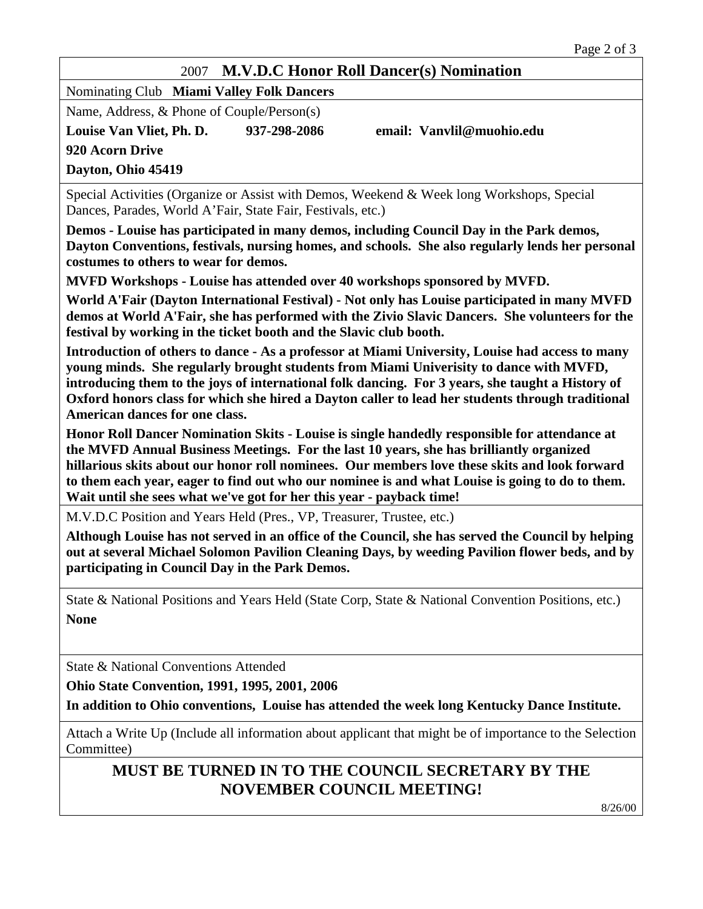## 2007 **M.V.D.C Honor Roll Dancer(s) Nomination**

Nominating Club **Miami Valley Folk Dancers**

Name, Address, & Phone of Couple/Person(s)

**Louise Van Vliet, Ph. D.** **937-298-2086** **email: Vanvlil@muohio.edu**

**920 Acorn Drive**

**Dayton, Ohio 45419**

Special Activities (Organize or Assist with Demos, Weekend & Week long Workshops, Special Dances, Parades, World A'Fair, State Fair, Festivals, etc.)

**Demos - Louise has participated in many demos, including Council Day in the Park demos, Dayton Conventions, festivals, nursing homes, and schools. She also regularly lends her personal costumes to others to wear for demos.**

**MVFD Workshops - Louise has attended over 40 workshops sponsored by MVFD.**

**World A'Fair (Dayton International Festival) - Not only has Louise participated in many MVFD demos at World A'Fair, she has performed with the Zivio Slavic Dancers. She volunteers for the festival by working in the ticket booth and the Slavic club booth.**

**Introduction of others to dance - As a professor at Miami University, Louise had access to many young minds. She regularly brought students from Miami Univerisity to dance with MVFD, introducing them to the joys of international folk dancing. For 3 years, she taught a History of Oxford honors class for which she hired a Dayton caller to lead her students through traditional American dances for one class.**

**Honor Roll Dancer Nomination Skits - Louise is single handedly responsible for attendance at the MVFD Annual Business Meetings. For the last 10 years, she has brilliantly organized hillarious skits about our honor roll nominees. Our members love these skits and look forward to them each year, eager to find out who our nominee is and what Louise is going to do to them. Wait until she sees what we've got for her this year - payback time!**

M.V.D.C Position and Years Held (Pres., VP, Treasurer, Trustee, etc.)

**Although Louise has not served in an office of the Council, she has served the Council by helping out at several Michael Solomon Pavilion Cleaning Days, by weeding Pavilion flower beds, and by participating in Council Day in the Park Demos.**

State & National Positions and Years Held (State Corp, State & National Convention Positions, etc.)

**None**

State & National Conventions Attended

**Ohio State Convention, 1991, 1995, 2001, 2006**

**In addition to Ohio conventions, Louise has attended the week long Kentucky Dance Institute.**

Attach a Write Up (Include all information about applicant that might be of importance to the Selection Committee)

**MUST BE TURNED IN TO THE COUNCIL SECRETARY BY THE NOVEMBER COUNCIL MEETING!**

8/26/00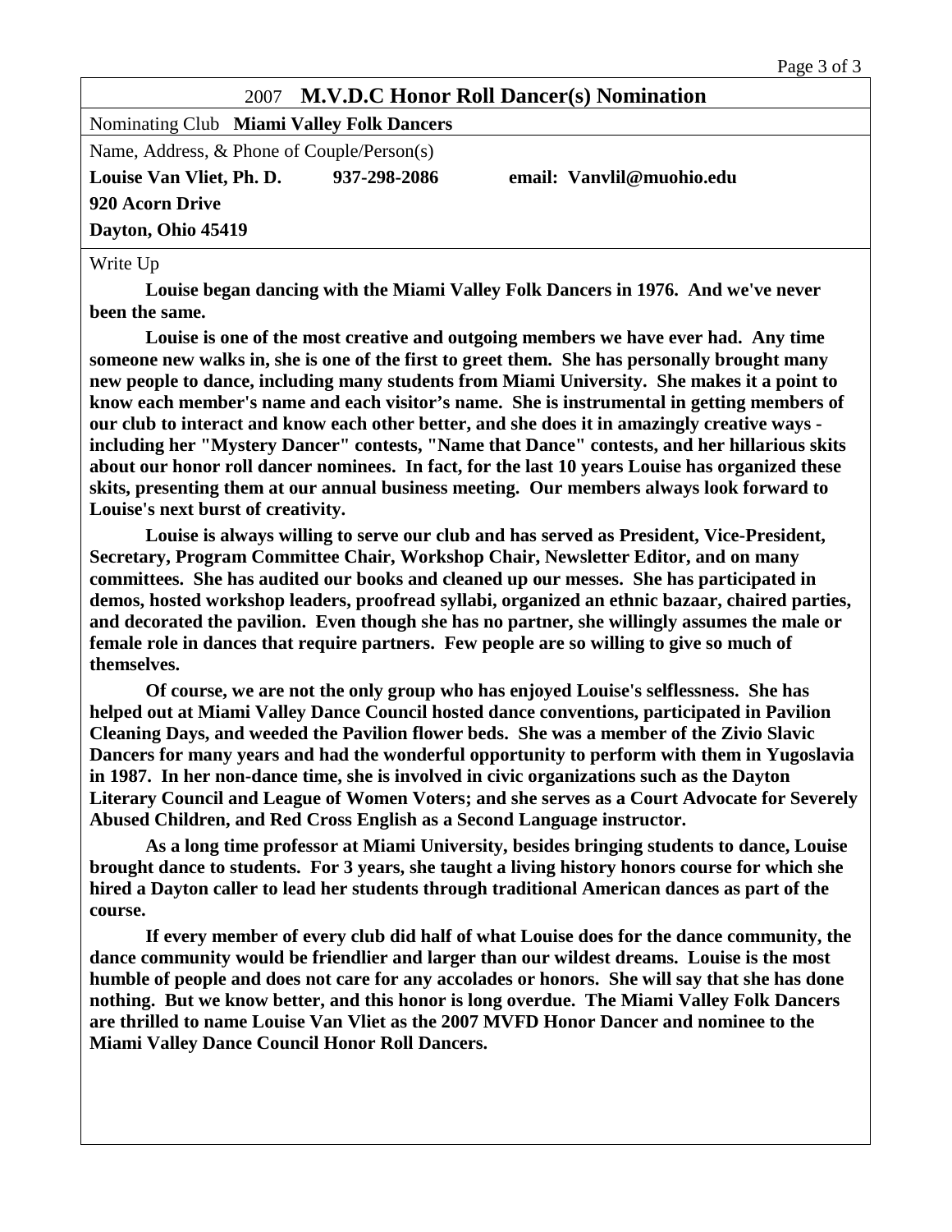## 2007 **M.V.D.C Honor Roll Dancer(s) Nomination**

Nominating Club **Miami Valley Folk Dancers**

Name, Address, & Phone of Couple/Person(s)

**Louise Van Vliet, Ph. D.** **937-298-2086** **email: Vanvlil@muohio.edu**

**920 Acorn Drive**

**Dayton, Ohio 45419**

Write Up

**Louise began dancing with the Miami Valley Folk Dancers in 1976. And we've never been the same.**

**Louise is one of the most creative and outgoing members we have ever had. Any time someone new walks in, she is one of the first to greet them. She has personally brought many new people to dance, including many students from Miami University. She makes it a point to know each member's name and each visitor's name. She is instrumental in getting members of our club to interact and know each other better, and she does it in amazingly creative ways - including her "Mystery Dancer" contests, "Name that Dance" contests, and her hillarious skits about our honor roll dancer nominees. In fact, for the last 10 years Louise has organized these skits, presenting them at our annual business meeting. Our members always look forward to Louise's next burst of creativity.**

**Louise is always willing to serve our club and has served as President, Vice-President, Secretary, Program Committee Chair, Workshop Chair, Newsletter Editor, and on many committees. She has audited our books and cleaned up our messes. She has participated in demos, hosted workshop leaders, proofread syllabi, organized an ethnic bazaar, chaired parties, and decorated the pavilion. Even though she has no partner, she willingly assumes the male or female role in dances that require partners. Few people are so willing to give so much of themselves.**

**Of course, we are not the only group who has enjoyed Louise's selflessness. She has helped out at Miami Valley Dance Council hosted dance conventions, participated in Pavilion Cleaning Days, and weeded the Pavilion flower beds. She was a member of the Zivio Slavic Dancers for many years and had the wonderful opportunity to perform with them in Yugoslavia in 1987. In her non-dance time, she is involved in civic organizations such as the Dayton Literary Council and League of Women Voters; and she serves as a Court Advocate for Severely Abused Children, and Red Cross English as a Second Language instructor.**

**As a long time professor at Miami University, besides bringing students to dance, Louise brought dance to students. For 3 years, she taught a living history honors course for which she hired a Dayton caller to lead her students through traditional American dances as part of the course.**

**If every member of every club did half of what Louise does for the dance community, the dance community would be friendlier and larger than our wildest dreams. Louise is the most humble of people and does not care for any accolades or honors. She will say that she has done nothing. But we know better, and this honor is long overdue. The Miami Valley Folk Dancers are thrilled to name Louise Van Vliet as the 2007 MVFD Honor Dancer and nominee to the Miami Valley Dance Council Honor Roll Dancers.**